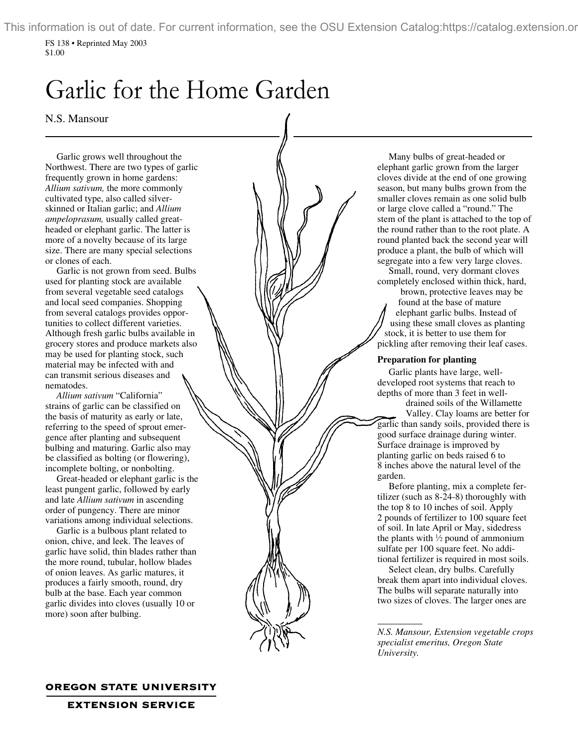This information is out of date. For current information, see the OSU Extension Catalog:https://catalog.extension.or

FS 138 • Reprinted May 2003
$1.00

# Garlic for the Home Garden

N.S. Mansour

Garlic grows well throughout the Northwest. There are two types of garlic frequently grown in home gardens: *Allium sativum,* the more commonly cultivated type, also called silver-skinned or Italian garlic; and *Allium ampeloprasum,* usually called great-headed or elephant garlic. The latter is more of a novelty because of its large size. There are many special selections or clones of each.

Garlic is not grown from seed. Bulbs used for planting stock are available from several vegetable seed catalogs and local seed companies. Shopping from several catalogs provides opportunities to collect different varieties. Although fresh garlic bulbs available in grocery stores and produce markets also may be used for planting stock, such material may be infected with and can transmit serious diseases and nematodes.

*Allium sativum* "California" strains of garlic can be classified on the basis of maturity as early or late, referring to the speed of sprout emergence after planting and subsequent bulbing and maturing. Garlic also may be classified as bolting (or flowering), incomplete bolting, or nonbolting.

Great-headed or elephant garlic is the least pungent garlic, followed by early and late *Allium sativum* in ascending order of pungency. There are minor variations among individual selections.

Garlic is a bulbous plant related to onion, chive, and leek. The leaves of garlic have solid, thin blades rather than the more round, tubular, hollow blades of onion leaves. As garlic matures, it produces a fairly smooth, round, dry bulb at the base. Each year common garlic divides into cloves (usually 10 or more) soon after bulbing.

Many bulbs of great-headed or elephant garlic grown from the larger cloves divide at the end of one growing season, but many bulbs grown from the smaller cloves remain as one solid bulb or large clove called a "round." The stem of the plant is attached to the top of the round rather than to the root plate. A round planted back the second year will produce a plant, the bulb of which will segregate into a few very large cloves.

Small, round, very dormant cloves completely enclosed within thick, hard, brown, protective leaves may be found at the base of mature elephant garlic bulbs. Instead of using these small cloves as planting stock, it is better to use them for pickling after removing their leaf cases.

### Preparation for planting

Garlic plants have large, well-developed root systems that reach to depths of more than 3 feet in well-drained soils of the Willamette Valley. Clay loams are better for garlic than sandy soils, provided there is good surface drainage during winter. Surface drainage is improved by planting garlic on beds raised 6 to 8 inches above the natural level of the garden.

Before planting, mix a complete fertilizer (such as 8-24-8) thoroughly with the top 8 to 10 inches of soil. Apply 2 pounds of fertilizer to 100 square feet of soil. In late April or May, sidedress the plants with ½ pound of ammonium sulfate per 100 square feet. No additional fertilizer is required in most soils.

Select clean, dry bulbs. Carefully break them apart into individual cloves. The bulbs will separate naturally into two sizes of cloves. The larger ones are

---

*N.S. Mansour, Extension vegetable crops specialist emeritus, Oregon State University.*

**OREGON STATE UNIVERSITY**
**EXTENSION SERVICE**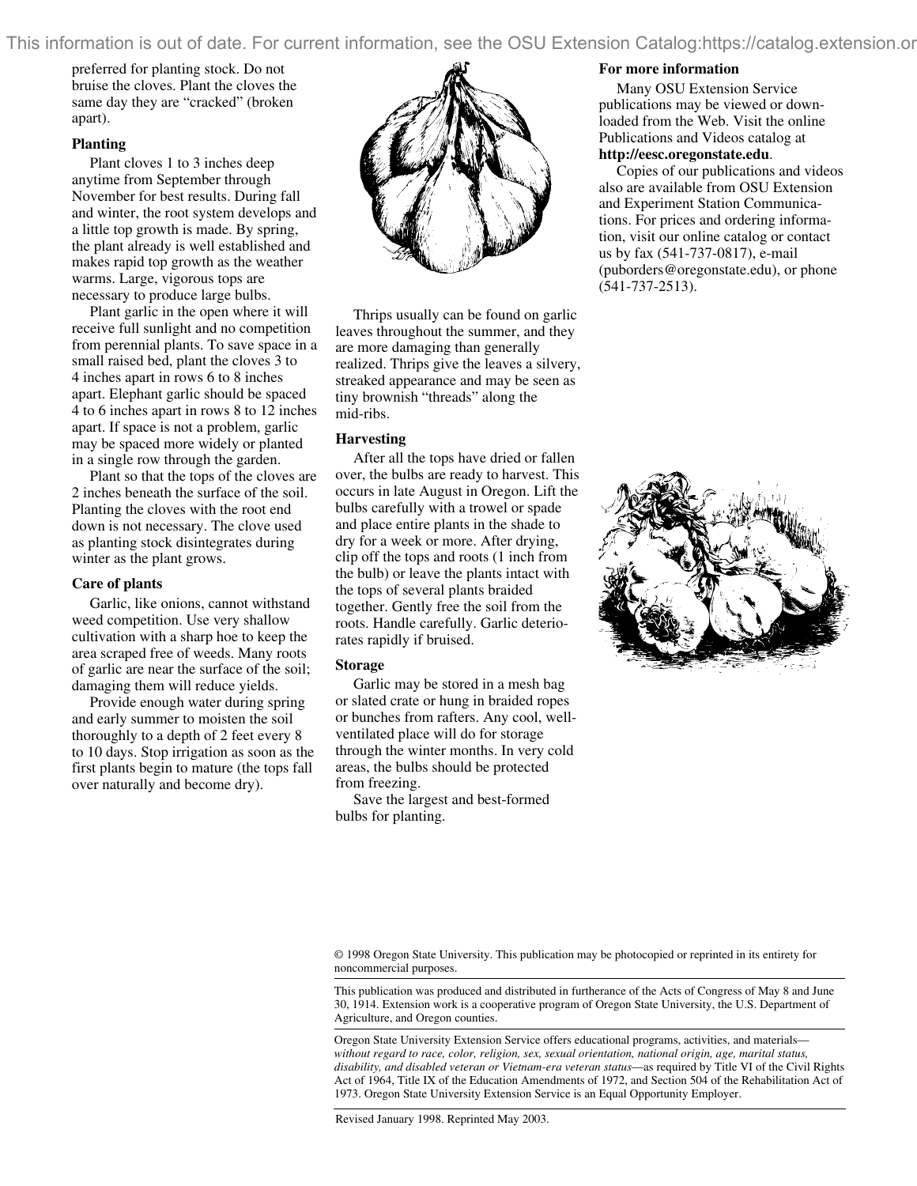This information is out of date. For current information, see the OSU Extension Catalog:https://catalog.extension.or

preferred for planting stock. Do not bruise the cloves. Plant the cloves the same day they are "cracked" (broken apart).

### Planting

Plant cloves 1 to 3 inches deep anytime from September through November for best results. During fall and winter, the root system develops and a little top growth is made. By spring, the plant already is well established and makes rapid top growth as the weather warms. Large, vigorous tops are necessary to produce large bulbs.

Plant garlic in the open where it will receive full sunlight and no competition from perennial plants. To save space in a small raised bed, plant the cloves 3 to 4 inches apart in rows 6 to 8 inches apart. Elephant garlic should be spaced 4 to 6 inches apart in rows 8 to 12 inches apart. If space is not a problem, garlic may be spaced more widely or planted in a single row through the garden.

Plant so that the tops of the cloves are 2 inches beneath the surface of the soil. Planting the cloves with the root end down is not necessary. The clove used as planting stock disintegrates during winter as the plant grows.

### Care of plants

Garlic, like onions, cannot withstand weed competition. Use very shallow cultivation with a sharp hoe to keep the area scraped free of weeds. Many roots of garlic are near the surface of the soil; damaging them will reduce yields.

Provide enough water during spring and early summer to moisten the soil thoroughly to a depth of 2 feet every 8 to 10 days. Stop irrigation as soon as the first plants begin to mature (the tops fall over naturally and become dry).

Thrips usually can be found on garlic leaves throughout the summer, and they are more damaging than generally realized. Thrips give the leaves a silvery, streaked appearance and may be seen as tiny brownish "threads" along the mid-ribs.

### Harvesting

After all the tops have dried or fallen over, the bulbs are ready to harvest. This occurs in late August in Oregon. Lift the bulbs carefully with a trowel or spade and place entire plants in the shade to dry for a week or more. After drying, clip off the tops and roots (1 inch from the bulb) or leave the plants intact with the tops of several plants braided together. Gently free the soil from the roots. Handle carefully. Garlic deteriorates rapidly if bruised.

### Storage

Garlic may be stored in a mesh bag or slated crate or hung in braided ropes or bunches from rafters. Any cool, well-ventilated place will do for storage through the winter months. In very cold areas, the bulbs should be protected from freezing.

Save the largest and best-formed bulbs for planting.

### For more information

Many OSU Extension Service publications may be viewed or downloaded from the Web. Visit the online Publications and Videos catalog at **http://eesc.oregonstate.edu**.

Copies of our publications and videos also are available from OSU Extension and Experiment Station Communications. For prices and ordering information, visit our online catalog or contact us by fax (541-737-0817), e-mail (puborders@oregonstate.edu), or phone (541-737-2513).

© 1998 Oregon State University. This publication may be photocopied or reprinted in its entirety for noncommercial purposes.

This publication was produced and distributed in furtherance of the Acts of Congress of May 8 and June 30, 1914. Extension work is a cooperative program of Oregon State University, the U.S. Department of Agriculture, and Oregon counties.

Oregon State University Extension Service offers educational programs, activities, and materials—*without regard to race, color, religion, sex, sexual orientation, national origin, age, marital status, disability, and disabled veteran or Vietnam-era veteran status*—as required by Title VI of the Civil Rights Act of 1964, Title IX of the Education Amendments of 1972, and Section 504 of the Rehabilitation Act of 1973. Oregon State University Extension Service is an Equal Opportunity Employer.

Revised January 1998. Reprinted May 2003.